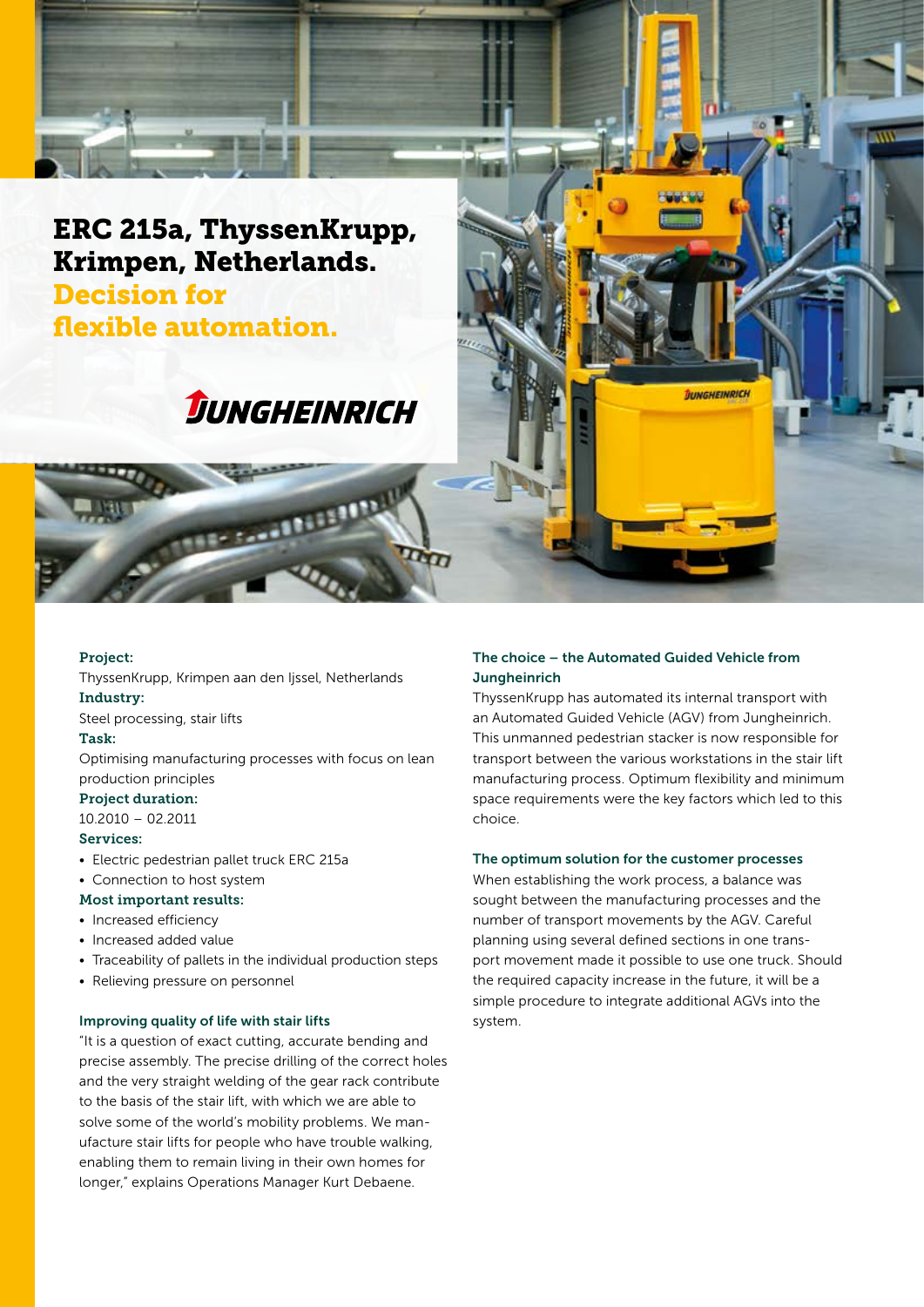# ERC 215a, ThyssenKrupp, Krimpen, Netherlands.
## Decision for flexible automation.

JUNGHEINRICH

**Project:**
ThyssenKrupp, Krimpen aan den Ijssel, Netherlands

**Industry:**
Steel processing, stair lifts

**Task:**
Optimising manufacturing processes with focus on lean production principles

**Project duration:**
10.2010 – 02.2011

**Services:**
- Electric pedestrian pallet truck ERC 215a
- Connection to host system

**Most important results:**
- Increased efficiency
- Increased added value
- Traceability of pallets in the individual production steps
- Relieving pressure on personnel

### Improving quality of life with stair lifts

"It is a question of exact cutting, accurate bending and precise assembly. The precise drilling of the correct holes and the very straight welding of the gear rack contribute to the basis of the stair lift, with which we are able to solve some of the world's mobility problems. We manufacture stair lifts for people who have trouble walking, enabling them to remain living in their own homes for longer," explains Operations Manager Kurt Debaene.

### The choice – the Automated Guided Vehicle from Jungheinrich

ThyssenKrupp has automated its internal transport with an Automated Guided Vehicle (AGV) from Jungheinrich. This unmanned pedestrian stacker is now responsible for transport between the various workstations in the stair lift manufacturing process. Optimum flexibility and minimum space requirements were the key factors which led to this choice.

### The optimum solution for the customer processes

When establishing the work process, a balance was sought between the manufacturing processes and the number of transport movements by the AGV. Careful planning using several defined sections in one transport movement made it possible to use one truck. Should the required capacity increase in the future, it will be a simple procedure to integrate additional AGVs into the system.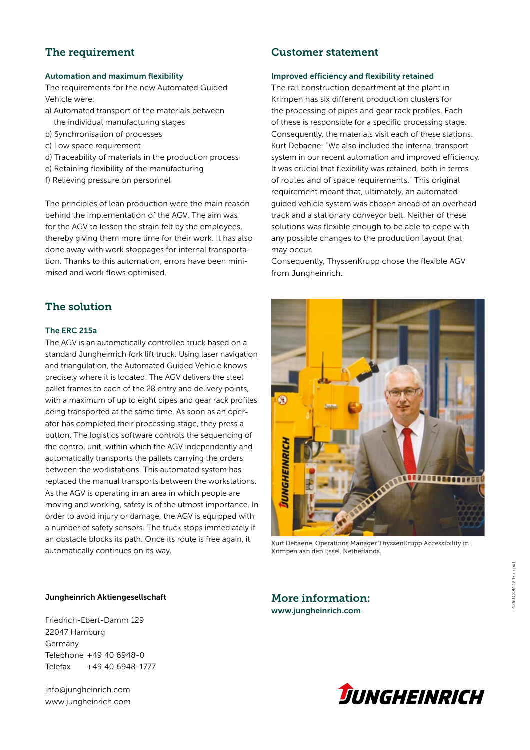## The requirement

### Automation and maximum flexibility

The requirements for the new Automated Guided Vehicle were:

a) Automated transport of the materials between the individual manufacturing stages
b) Synchronisation of processes
c) Low space requirement
d) Traceability of materials in the production process
e) Retaining flexibility of the manufacturing
f) Relieving pressure on personnel

The principles of lean production were the main reason behind the implementation of the AGV. The aim was for the AGV to lessen the strain felt by the employees, thereby giving them more time for their work. It has also done away with work stoppages for internal transportation. Thanks to this automation, errors have been minimised and work flows optimised.

## The solution

### The ERC 215a

The AGV is an automatically controlled truck based on a standard Jungheinrich fork lift truck. Using laser navigation and triangulation, the Automated Guided Vehicle knows precisely where it is located. The AGV delivers the steel pallet frames to each of the 28 entry and delivery points, with a maximum of up to eight pipes and gear rack profiles being transported at the same time. As soon as an operator has completed their processing stage, they press a button. The logistics software controls the sequencing of the control unit, within which the AGV independently and automatically transports the pallets carrying the orders between the workstations. This automated system has replaced the manual transports between the workstations. As the AGV is operating in an area in which people are moving and working, safety is of the utmost importance. In order to avoid injury or damage, the AGV is equipped with a number of safety sensors. The truck stops immediately if an obstacle blocks its path. Once its route is free again, it automatically continues on its way.

## Customer statement

### Improved efficiency and flexibility retained

The rail construction department at the plant in Krimpen has six different production clusters for the processing of pipes and gear rack profiles. Each of these is responsible for a specific processing stage. Consequently, the materials visit each of these stations. Kurt Debaene: "We also included the internal transport system in our recent automation and improved efficiency. It was crucial that flexibility was retained, both in terms of routes and of space requirements." This original requirement meant that, ultimately, an automated guided vehicle system was chosen ahead of an overhead track and a stationary conveyor belt. Neither of these solutions was flexible enough to be able to cope with any possible changes to the production layout that may occur.
Consequently, ThyssenKrupp chose the flexible AGV from Jungheinrich.

Kurt Debaene. Operations Manager ThyssenKrupp Accessibility in Krimpen aan den Ijssel, Netherlands.

**Jungheinrich Aktiengesellschaft**

Friedrich-Ebert-Damm 129
22047 Hamburg
Germany
Telephone +49 40 6948-0
Telefax +49 40 6948-1777

info@jungheinrich.com
www.jungheinrich.com

## More information:

www.jungheinrich.com